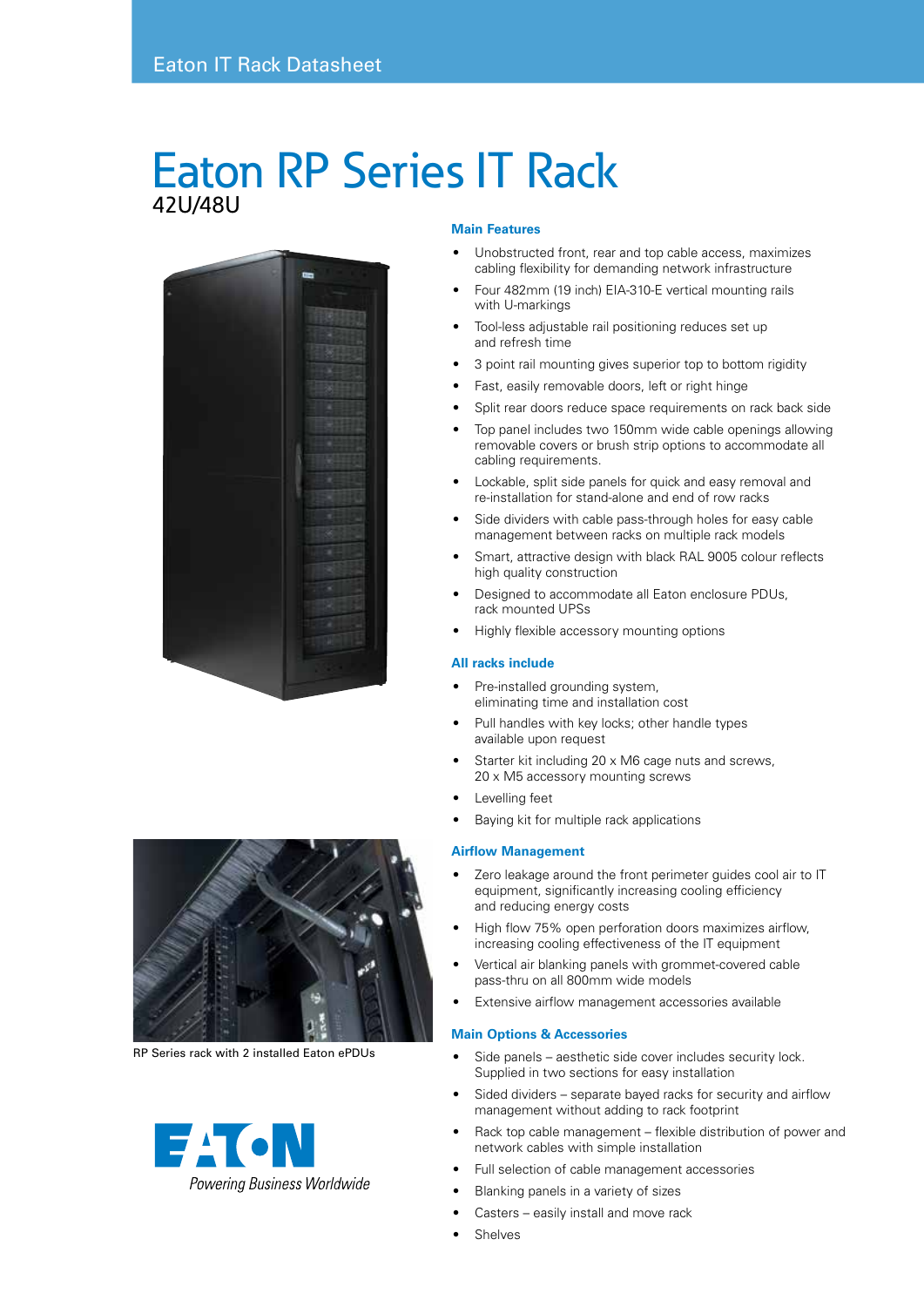# Eaton RP Series IT Rack

42U/48U

## Main Features

- Unobstructed front, rear and top cable access, maximizes cabling flexibility for demanding network infrastructure
- Four 482mm (19 inch) EIA-310-E vertical mounting rails with U-markings
- Tool-less adjustable rail positioning reduces set up and refresh time
- 3 point rail mounting gives superior top to bottom rigidity
- Fast, easily removable doors, left or right hinge
- Split rear doors reduce space requirements on rack back side
- Top panel includes two 150mm wide cable openings allowing removable covers or brush strip options to accommodate all cabling requirements.
- Lockable, split side panels for quick and easy removal and re-installation for stand-alone and end of row racks
- Side dividers with cable pass-through holes for easy cable management between racks on multiple rack models
- Smart, attractive design with black RAL 9005 colour reflects high quality construction
- Designed to accommodate all Eaton enclosure PDUs, rack mounted UPSs
- Highly flexible accessory mounting options

## All racks include

- Pre-installed grounding system, eliminating time and installation cost
- Pull handles with key locks; other handle types available upon request
- Starter kit including 20 x M6 cage nuts and screws, 20 x M5 accessory mounting screws
- Levelling feet
- Baying kit for multiple rack applications

## Airflow Management

- Zero leakage around the front perimeter guides cool air to IT equipment, significantly increasing cooling efficiency and reducing energy costs
- High flow 75% open perforation doors maximizes airflow, increasing cooling effectiveness of the IT equipment
- Vertical air blanking panels with grommet-covered cable pass-thru on all 800mm wide models
- Extensive airflow management accessories available

## Main Options & Accessories

- Side panels – aesthetic side cover includes security lock. Supplied in two sections for easy installation
- Sided dividers – separate bayed racks for security and airflow management without adding to rack footprint
- Rack top cable management – flexible distribution of power and network cables with simple installation
- Full selection of cable management accessories
- Blanking panels in a variety of sizes
- Casters – easily install and move rack
- Shelves

RP Series rack with 2 installed Eaton ePDUs

EATON

*Powering Business Worldwide*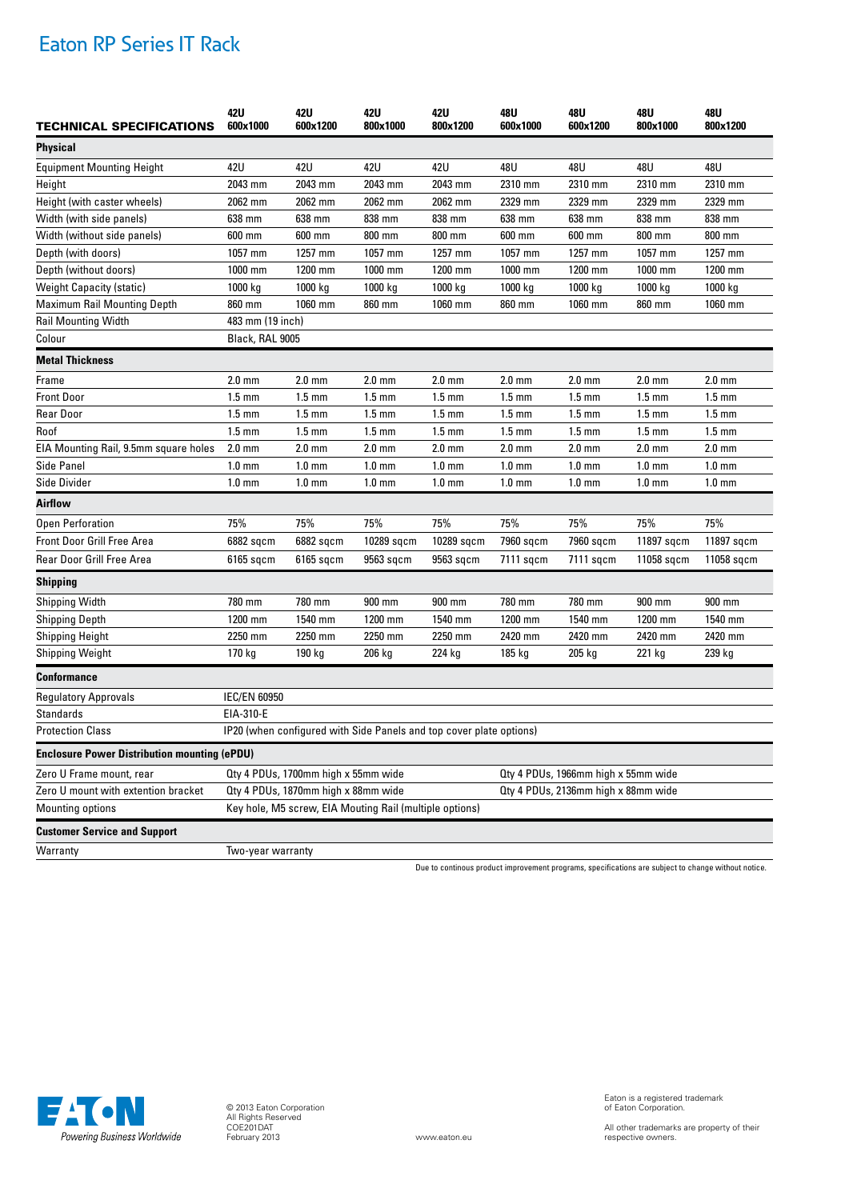# Eaton RP Series IT Rack

| TECHNICAL SPECIFICATIONS | 42U 600x1000 | 42U 600x1200 | 42U 800x1000 | 42U 800x1200 | 48U 600x1000 | 48U 600x1200 | 48U 800x1000 | 48U 800x1200 |
|---|---|---|---|---|---|---|---|---|
| **Physical** | | | | | | | | |
| Equipment Mounting Height | 42U | 42U | 42U | 42U | 48U | 48U | 48U | 48U |
| Height | 2043 mm | 2043 mm | 2043 mm | 2043 mm | 2310 mm | 2310 mm | 2310 mm | 2310 mm |
| Height (with caster wheels) | 2062 mm | 2062 mm | 2062 mm | 2062 mm | 2329 mm | 2329 mm | 2329 mm | 2329 mm |
| Width (with side panels) | 638 mm | 638 mm | 838 mm | 838 mm | 638 mm | 638 mm | 838 mm | 838 mm |
| Width (without side panels) | 600 mm | 600 mm | 800 mm | 800 mm | 600 mm | 600 mm | 800 mm | 800 mm |
| Depth (with doors) | 1057 mm | 1257 mm | 1057 mm | 1257 mm | 1057 mm | 1257 mm | 1057 mm | 1257 mm |
| Depth (without doors) | 1000 mm | 1200 mm | 1000 mm | 1200 mm | 1000 mm | 1200 mm | 1000 mm | 1200 mm |
| Weight Capacity (static) | 1000 kg | 1000 kg | 1000 kg | 1000 kg | 1000 kg | 1000 kg | 1000 kg | 1000 kg |
| Maximum Rail Mounting Depth | 860 mm | 1060 mm | 860 mm | 1060 mm | 860 mm | 1060 mm | 860 mm | 1060 mm |
| Rail Mounting Width | 483 mm (19 inch) | | | | | | | |
| Colour | Black, RAL 9005 | | | | | | | |
| **Metal Thickness** | | | | | | | | |
| Frame | 2.0 mm | 2.0 mm | 2.0 mm | 2.0 mm | 2.0 mm | 2.0 mm | 2.0 mm | 2.0 mm |
| Front Door | 1.5 mm | 1.5 mm | 1.5 mm | 1.5 mm | 1.5 mm | 1.5 mm | 1.5 mm | 1.5 mm |
| Rear Door | 1.5 mm | 1.5 mm | 1.5 mm | 1.5 mm | 1.5 mm | 1.5 mm | 1.5 mm | 1.5 mm |
| Roof | 1.5 mm | 1.5 mm | 1.5 mm | 1.5 mm | 1.5 mm | 1.5 mm | 1.5 mm | 1.5 mm |
| EIA Mounting Rail, 9.5mm square holes | 2.0 mm | 2.0 mm | 2.0 mm | 2.0 mm | 2.0 mm | 2.0 mm | 2.0 mm | 2.0 mm |
| Side Panel | 1.0 mm | 1.0 mm | 1.0 mm | 1.0 mm | 1.0 mm | 1.0 mm | 1.0 mm | 1.0 mm |
| Side Divider | 1.0 mm | 1.0 mm | 1.0 mm | 1.0 mm | 1.0 mm | 1.0 mm | 1.0 mm | 1.0 mm |
| **Airflow** | | | | | | | | |
| Open Perforation | 75% | 75% | 75% | 75% | 75% | 75% | 75% | 75% |
| Front Door Grill Free Area | 6882 sqcm | 6882 sqcm | 10289 sqcm | 10289 sqcm | 7960 sqcm | 7960 sqcm | 11897 sqcm | 11897 sqcm |
| Rear Door Grill Free Area | 6165 sqcm | 6165 sqcm | 9563 sqcm | 9563 sqcm | 7111 sqcm | 7111 sqcm | 11058 sqcm | 11058 sqcm |
| **Shipping** | | | | | | | | |
| Shipping Width | 780 mm | 780 mm | 900 mm | 900 mm | 780 mm | 780 mm | 900 mm | 900 mm |
| Shipping Depth | 1200 mm | 1540 mm | 1200 mm | 1540 mm | 1200 mm | 1540 mm | 1200 mm | 1540 mm |
| Shipping Height | 2250 mm | 2250 mm | 2250 mm | 2250 mm | 2420 mm | 2420 mm | 2420 mm | 2420 mm |
| Shipping Weight | 170 kg | 190 kg | 206 kg | 224 kg | 185 kg | 205 kg | 221 kg | 239 kg |
| **Conformance** | | | | | | | | |
| Regulatory Approvals | IEC/EN 60950 | | | | | | | |
| Standards | EIA-310-E | | | | | | | |
| Protection Class | IP20 (when configured with Side Panels and top cover plate options) | | | | | | | |
| **Enclosure Power Distribution mounting (ePDU)** | | | | | | | | |
| Zero U Frame mount, rear | Qty 4 PDUs, 1700mm high x 55mm wide | | | | Qty 4 PDUs, 1966mm high x 55mm wide | | | |
| Zero U mount with extention bracket | Qty 4 PDUs, 1870mm high x 88mm wide | | | | Qty 4 PDUs, 2136mm high x 88mm wide | | | |
| Mounting options | Key hole, M5 screw, EIA Mouting Rail (multiple options) | | | | | | | |
| **Customer Service and Support** | | | | | | | | |
| Warranty | Two-year warranty | | | | | | | |

Due to continous product improvement programs, specifications are subject to change without notice.

EATON Powering Business Worldwide

© 2013 Eaton Corporation
All Rights Reserved
COE201DAT
February 2013

www.eaton.eu

Eaton is a registered trademark of Eaton Corporation.

All other trademarks are property of their respective owners.